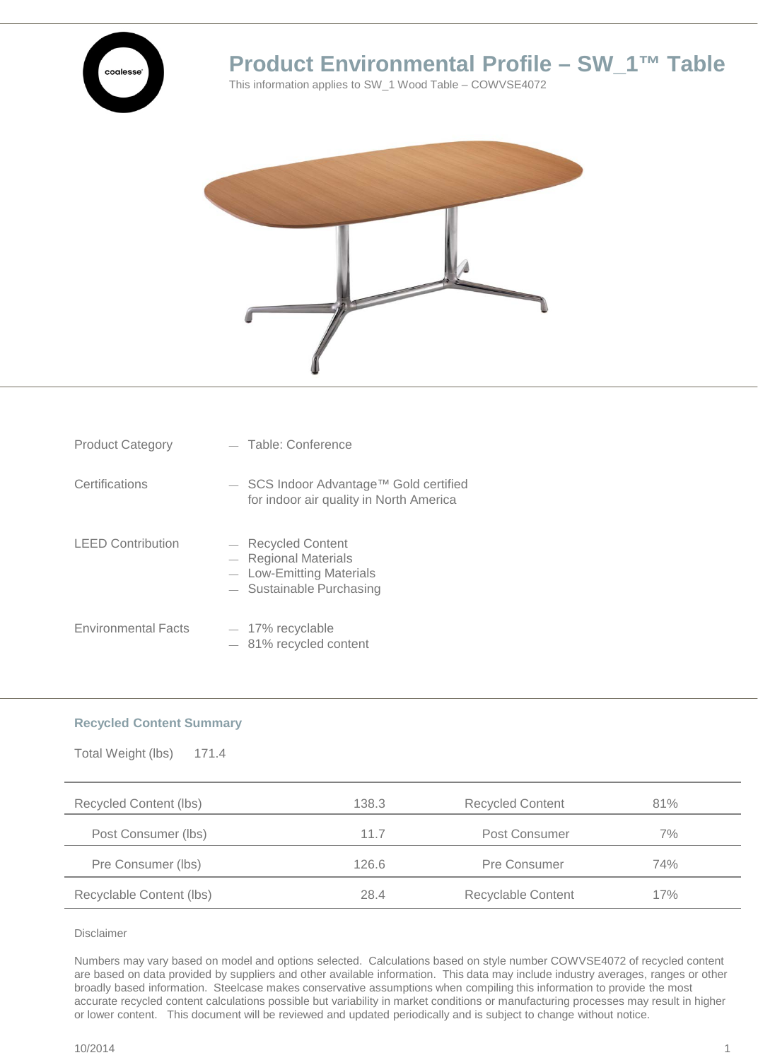# Product Environmental Profile – SW_1™ Table

This information applies to SW_1 Wood Table – COWVSE4072

| | |
|---|---|
| Product Category | — Table: Conference |
| Certifications | — SCS Indoor Advantage™ Gold certified for indoor air quality in North America |
| LEED Contribution | — Recycled Content<br>— Regional Materials<br>— Low-Emitting Materials<br>— Sustainable Purchasing |
| Environmental Facts | — 17% recyclable<br>— 81% recycled content |

## Recycled Content Summary

Total Weight (lbs) 171.4

| | | | |
|---|---|---|---|
| Recycled Content (lbs) | 138.3 | Recycled Content | 81% |
| Post Consumer (lbs) | 11.7 | Post Consumer | 7% |
| Pre Consumer (lbs) | 126.6 | Pre Consumer | 74% |
| Recyclable Content (lbs) | 28.4 | Recyclable Content | 17% |

Disclaimer

Numbers may vary based on model and options selected. Calculations based on style number COWVSE4072 of recycled content are based on data provided by suppliers and other available information. This data may include industry averages, ranges or other broadly based information. Steelcase makes conservative assumptions when compiling this information to provide the most accurate recycled content calculations possible but variability in market conditions or manufacturing processes may result in higher or lower content. This document will be reviewed and updated periodically and is subject to change without notice.

10/2014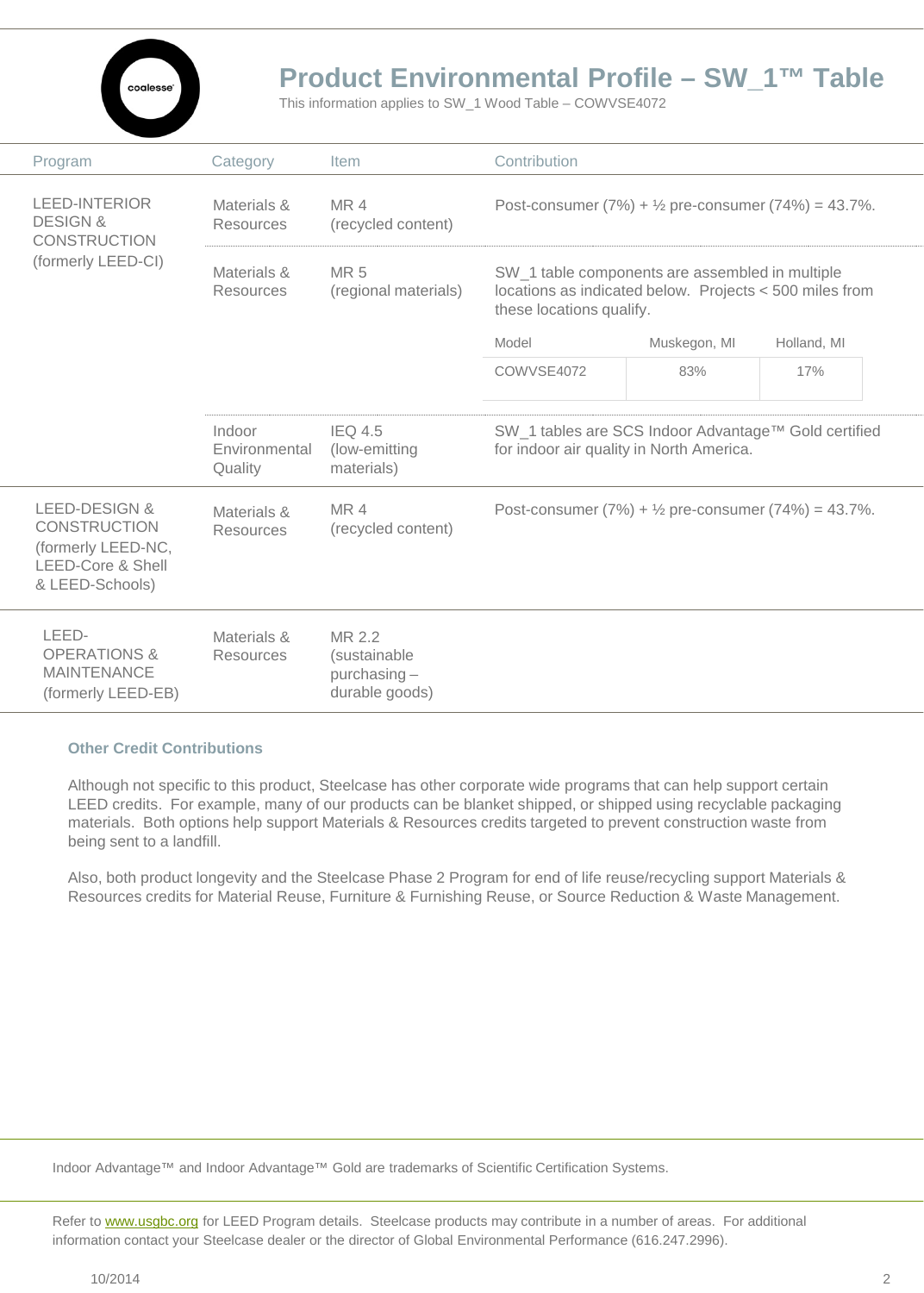# Product Environmental Profile – SW_1™ Table

This information applies to SW_1 Wood Table – COWVSE4072

| Program | Category | Item | Contribution |
|---|---|---|---|
| LEED-INTERIOR DESIGN & CONSTRUCTION (formerly LEED-CI) | Materials & Resources | MR 4 (recycled content) | Post-consumer (7%) + ½ pre-consumer (74%) = 43.7%. |
| | Materials & Resources | MR 5 (regional materials) | SW_1 table components are assembled in multiple locations as indicated below. Projects < 500 miles from these locations qualify. |
| | Indoor Environmental Quality | IEQ 4.5 (low-emitting materials) | SW_1 tables are SCS Indoor Advantage™ Gold certified for indoor air quality in North America. |
| LEED-DESIGN & CONSTRUCTION (formerly LEED-NC, LEED-Core & Shell & LEED-Schools) | Materials & Resources | MR 4 (recycled content) | Post-consumer (7%) + ½ pre-consumer (74%) = 43.7%. |
| LEED-OPERATIONS & MAINTENANCE (formerly LEED-EB) | Materials & Resources | MR 2.2 (sustainable purchasing – durable goods) | |

| Model | Muskegon, MI | Holland, MI |
|---|---|---|
| COWVSE4072 | 83% | 17% |

### Other Credit Contributions

Although not specific to this product, Steelcase has other corporate wide programs that can help support certain LEED credits. For example, many of our products can be blanket shipped, or shipped using recyclable packaging materials. Both options help support Materials & Resources credits targeted to prevent construction waste from being sent to a landfill.

Also, both product longevity and the Steelcase Phase 2 Program for end of life reuse/recycling support Materials & Resources credits for Material Reuse, Furniture & Furnishing Reuse, or Source Reduction & Waste Management.

Indoor Advantage™ and Indoor Advantage™ Gold are trademarks of Scientific Certification Systems.

Refer to www.usgbc.org for LEED Program details. Steelcase products may contribute in a number of areas. For additional information contact your Steelcase dealer or the director of Global Environmental Performance (616.247.2996).

10/2014